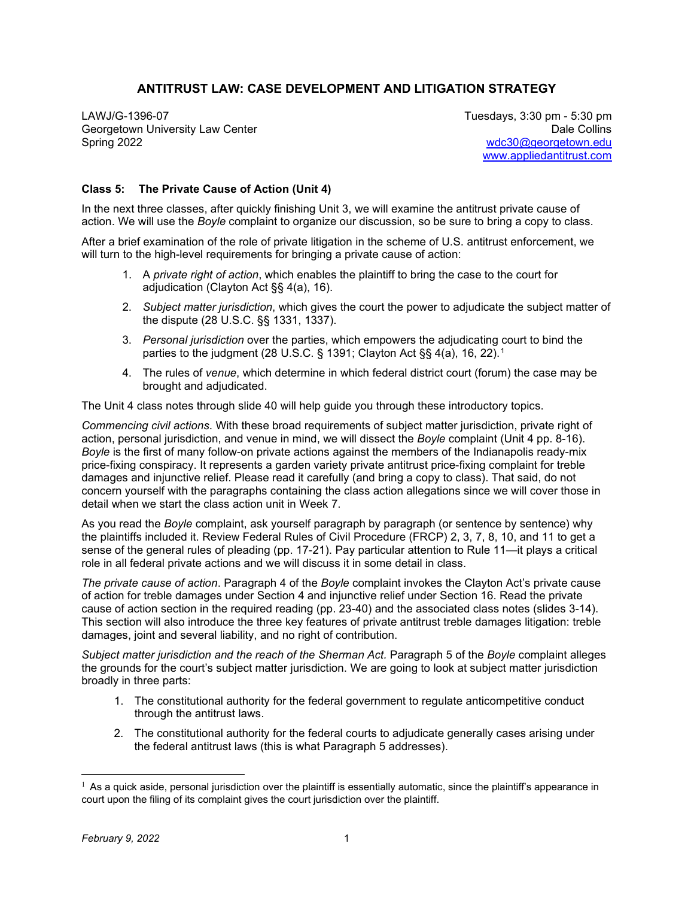# ANTITRUST LAW: CASE DEVELOPMENT AND LITIGATION STRATEGY

LAWJ/G-1396-07
Georgetown University Law Center
Spring 2022

Tuesdays, 3:30 pm - 5:30 pm
Dale Collins
wdc30@georgetown.edu
www.appliedantitrust.com

## Class 5: The Private Cause of Action (Unit 4)

In the next three classes, after quickly finishing Unit 3, we will examine the antitrust private cause of action. We will use the *Boyle* complaint to organize our discussion, so be sure to bring a copy to class.

After a brief examination of the role of private litigation in the scheme of U.S. antitrust enforcement, we will turn to the high-level requirements for bringing a private cause of action:

1. A *private right of action*, which enables the plaintiff to bring the case to the court for adjudication (Clayton Act §§ 4(a), 16).
2. *Subject matter jurisdiction*, which gives the court the power to adjudicate the subject matter of the dispute (28 U.S.C. §§ 1331, 1337).
3. *Personal jurisdiction* over the parties, which empowers the adjudicating court to bind the parties to the judgment (28 U.S.C. § 1391; Clayton Act §§ 4(a), 16, 22).[1]
4. The rules of *venue*, which determine in which federal district court (forum) the case may be brought and adjudicated.

The Unit 4 class notes through slide 40 will help guide you through these introductory topics.

*Commencing civil actions*. With these broad requirements of subject matter jurisdiction, private right of action, personal jurisdiction, and venue in mind, we will dissect the *Boyle* complaint (Unit 4 pp. 8-16). *Boyle* is the first of many follow-on private actions against the members of the Indianapolis ready-mix price-fixing conspiracy. It represents a garden variety private antitrust price-fixing complaint for treble damages and injunctive relief. Please read it carefully (and bring a copy to class). That said, do not concern yourself with the paragraphs containing the class action allegations since we will cover those in detail when we start the class action unit in Week 7.

As you read the *Boyle* complaint, ask yourself paragraph by paragraph (or sentence by sentence) why the plaintiffs included it. Review Federal Rules of Civil Procedure (FRCP) 2, 3, 7, 8, 10, and 11 to get a sense of the general rules of pleading (pp. 17-21). Pay particular attention to Rule 11—it plays a critical role in all federal private actions and we will discuss it in some detail in class.

*The private cause of action*. Paragraph 4 of the *Boyle* complaint invokes the Clayton Act's private cause of action for treble damages under Section 4 and injunctive relief under Section 16. Read the private cause of action section in the required reading (pp. 23-40) and the associated class notes (slides 3-14). This section will also introduce the three key features of private antitrust treble damages litigation: treble damages, joint and several liability, and no right of contribution.

*Subject matter jurisdiction and the reach of the Sherman Act.* Paragraph 5 of the *Boyle* complaint alleges the grounds for the court's subject matter jurisdiction. We are going to look at subject matter jurisdiction broadly in three parts:

1. The constitutional authority for the federal government to regulate anticompetitive conduct through the antitrust laws.
2. The constitutional authority for the federal courts to adjudicate generally cases arising under the federal antitrust laws (this is what Paragraph 5 addresses).

[1] As a quick aside, personal jurisdiction over the plaintiff is essentially automatic, since the plaintiff's appearance in court upon the filing of its complaint gives the court jurisdiction over the plaintiff.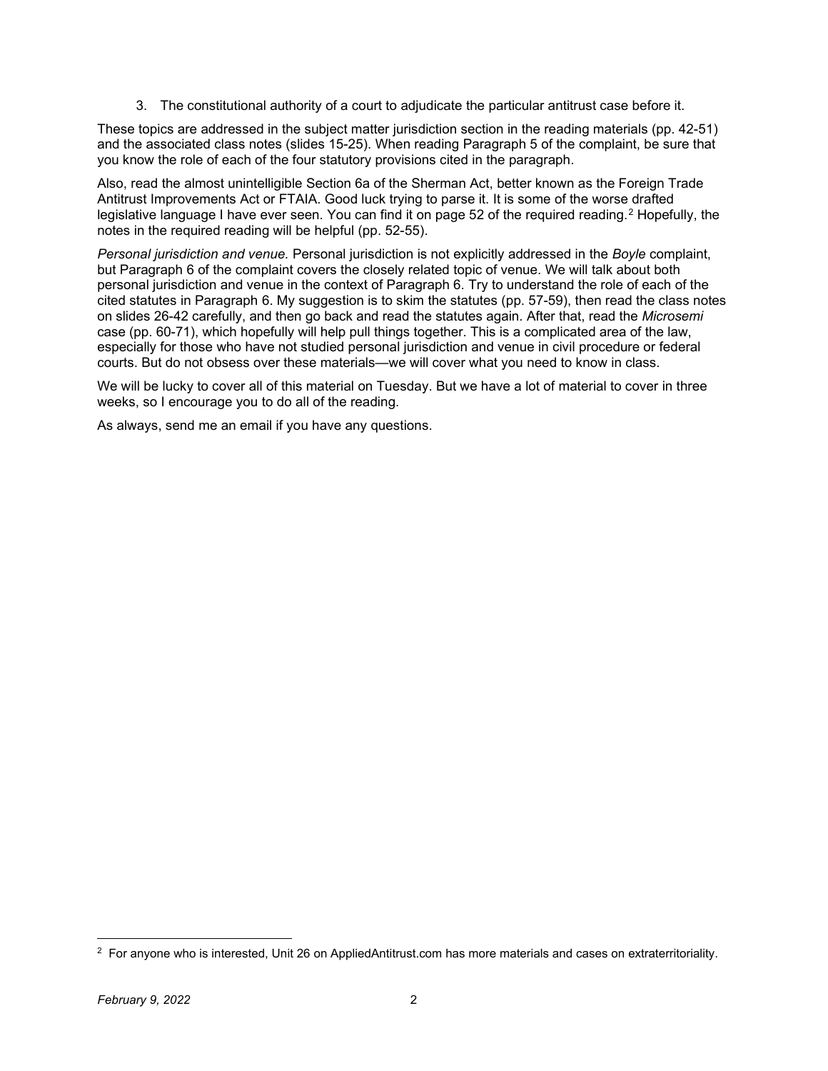3. The constitutional authority of a court to adjudicate the particular antitrust case before it.

These topics are addressed in the subject matter jurisdiction section in the reading materials (pp. 42-51) and the associated class notes (slides 15-25). When reading Paragraph 5 of the complaint, be sure that you know the role of each of the four statutory provisions cited in the paragraph.

Also, read the almost unintelligible Section 6a of the Sherman Act, better known as the Foreign Trade Antitrust Improvements Act or FTAIA. Good luck trying to parse it. It is some of the worse drafted legislative language I have ever seen. You can find it on page 52 of the required reading.[2] Hopefully, the notes in the required reading will be helpful (pp. 52-55).

*Personal jurisdiction and venue.* Personal jurisdiction is not explicitly addressed in the *Boyle* complaint, but Paragraph 6 of the complaint covers the closely related topic of venue. We will talk about both personal jurisdiction and venue in the context of Paragraph 6. Try to understand the role of each of the cited statutes in Paragraph 6. My suggestion is to skim the statutes (pp. 57-59), then read the class notes on slides 26-42 carefully, and then go back and read the statutes again. After that, read the *Microsemi* case (pp. 60-71), which hopefully will help pull things together. This is a complicated area of the law, especially for those who have not studied personal jurisdiction and venue in civil procedure or federal courts. But do not obsess over these materials—we will cover what you need to know in class.

We will be lucky to cover all of this material on Tuesday. But we have a lot of material to cover in three weeks, so I encourage you to do all of the reading.

As always, send me an email if you have any questions.

---

[2] For anyone who is interested, Unit 26 on AppliedAntitrust.com has more materials and cases on extraterritoriality.